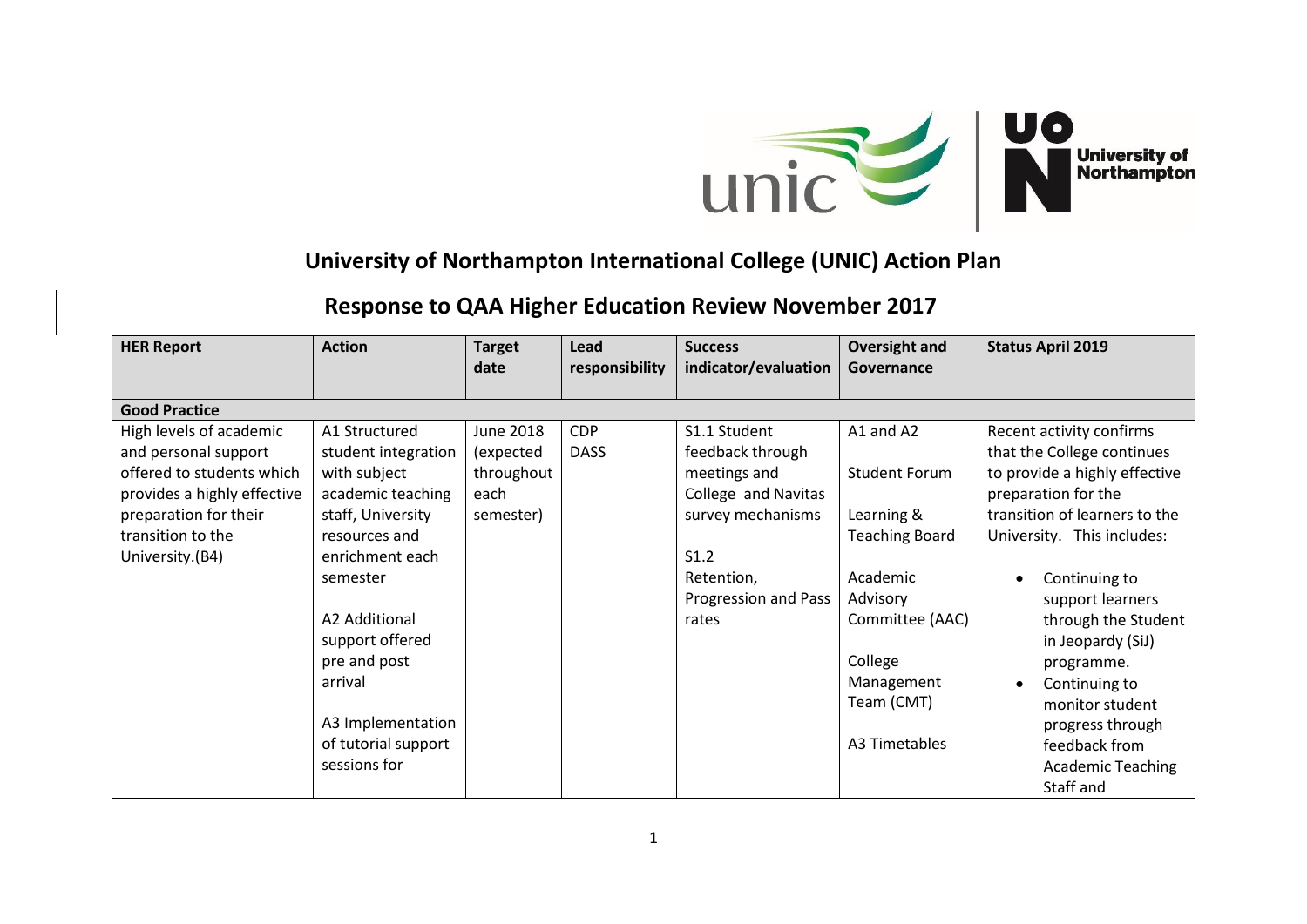# University of Northampton International College (UNIC) Action Plan

## Response to QAA Higher Education Review November 2017

| HER Report | Action | Target date | Lead responsibility | Success indicator/evaluation | Oversight and Governance | Status April 2019 |
|---|---|---|---|---|---|---|
| **Good Practice** | | | | | | |
| High levels of academic and personal support offered to students which provides a highly effective preparation for their transition to the University.(B4) | A1 Structured student integration with subject academic teaching staff, University resources and enrichment each semester<br><br>A2 Additional support offered pre and post arrival<br><br>A3 Implementation of tutorial support sessions for | June 2018 (expected throughout each semester) | CDP<br>DASS | S1.1 Student feedback through meetings and College and Navitas survey mechanisms<br><br>S1.2<br>Retention, Progression and Pass rates | A1 and A2<br><br>Student Forum<br><br>Learning & Teaching Board<br><br>Academic Advisory Committee (AAC)<br><br>College Management Team (CMT)<br><br>A3 Timetables | Recent activity confirms that the College continues to provide a highly effective preparation for the transition of learners to the University. This includes:<br><br>• Continuing to support learners through the Student in Jeopardy (SiJ) programme.<br>• Continuing to monitor student progress through feedback from Academic Teaching Staff and |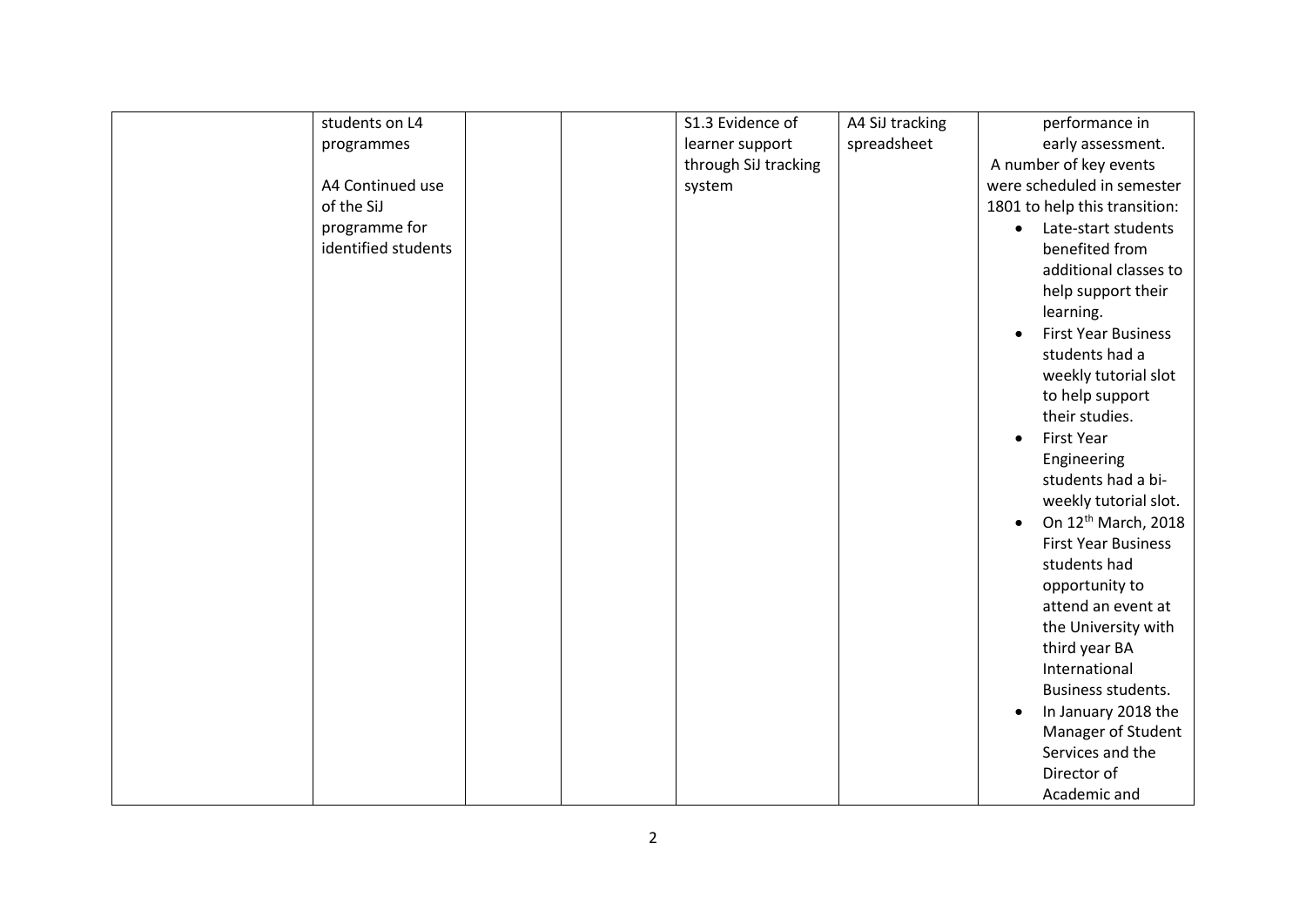| | | | | | | |
|---|---|---|---|---|---|---|
| | students on L4 programmes<br><br>A4 Continued use of the SiJ programme for identified students | | | S1.3 Evidence of learner support through SiJ tracking system | A4 SiJ tracking spreadsheet | performance in early assessment.<br>A number of key events were scheduled in semester 1801 to help this transition:<br>• Late-start students benefited from additional classes to help support their learning.<br>• First Year Business students had a weekly tutorial slot to help support their studies.<br>• First Year Engineering students had a bi-weekly tutorial slot.<br>• On 12th March, 2018 First Year Business students had opportunity to attend an event at the University with third year BA International Business students.<br>• In January 2018 the Manager of Student Services and the Director of Academic and |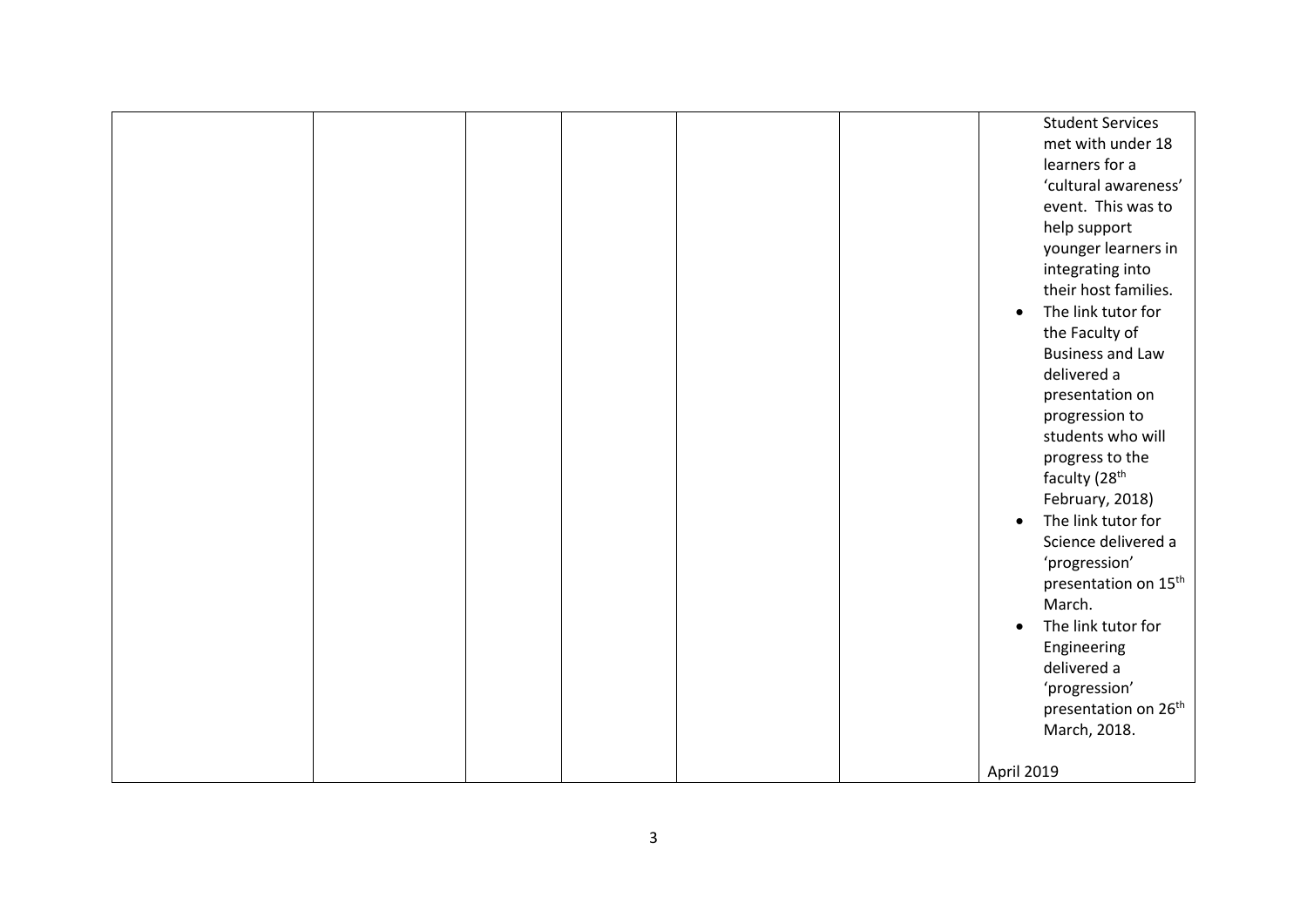|  |  |  |  |  |  |  |
|---|---|---|---|---|---|---|
|  |  |  |  |  |  | Student Services met with under 18 learners for a 'cultural awareness' event. This was to help support younger learners in integrating into their host families.<br>• The link tutor for the Faculty of Business and Law delivered a presentation on progression to students who will progress to the faculty (28th February, 2018)<br>• The link tutor for Science delivered a 'progression' presentation on 15th March.<br>• The link tutor for Engineering delivered a 'progression' presentation on 26th March, 2018.<br><br>April 2019 |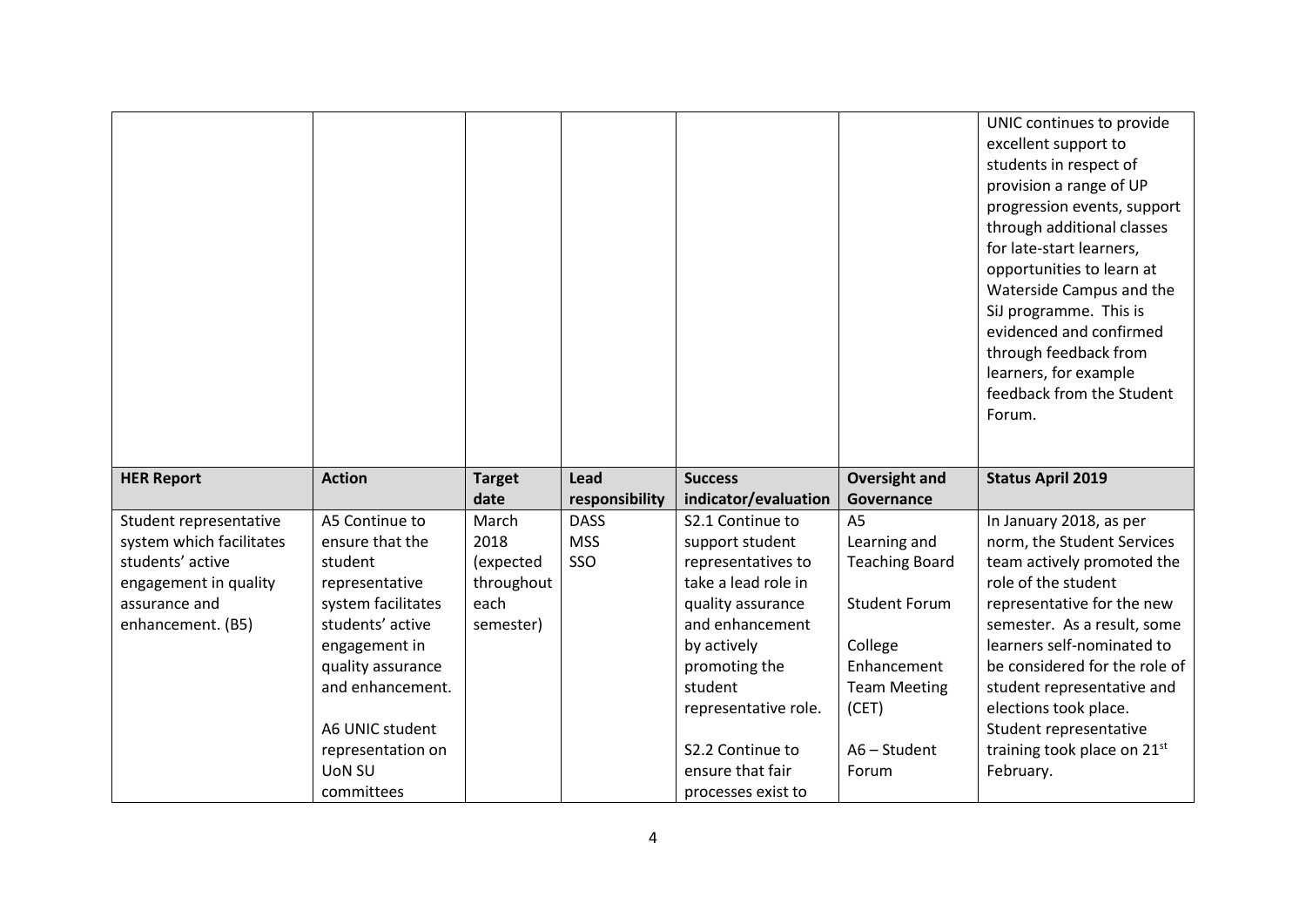| | | | | | | UNIC continues to provide excellent support to students in respect of provision a range of UP progression events, support through additional classes for late-start learners, opportunities to learn at Waterside Campus and the SiJ programme. This is evidenced and confirmed through feedback from learners, for example feedback from the Student Forum. |
|---|---|---|---|---|---|---|
| **HER Report** | **Action** | **Target date** | **Lead responsibility** | **Success indicator/evaluation** | **Oversight and Governance** | **Status April 2019** |
| Student representative system which facilitates students' active engagement in quality assurance and enhancement. (B5) | A5 Continue to ensure that the student representative system facilitates students' active engagement in quality assurance and enhancement.<br><br>A6 UNIC student representation on UoN SU committees | March 2018 (expected throughout each semester) | DASS<br>MSS<br>SSO | S2.1 Continue to support student representatives to take a lead role in quality assurance and enhancement by actively promoting the student representative role.<br><br>S2.2 Continue to ensure that fair processes exist to | A5<br>Learning and Teaching Board<br><br>Student Forum<br><br>College Enhancement Team Meeting (CET)<br><br>A6 – Student Forum | In January 2018, as per norm, the Student Services team actively promoted the role of the student representative for the new semester. As a result, some learners self-nominated to be considered for the role of student representative and elections took place. Student representative training took place on 21st February. |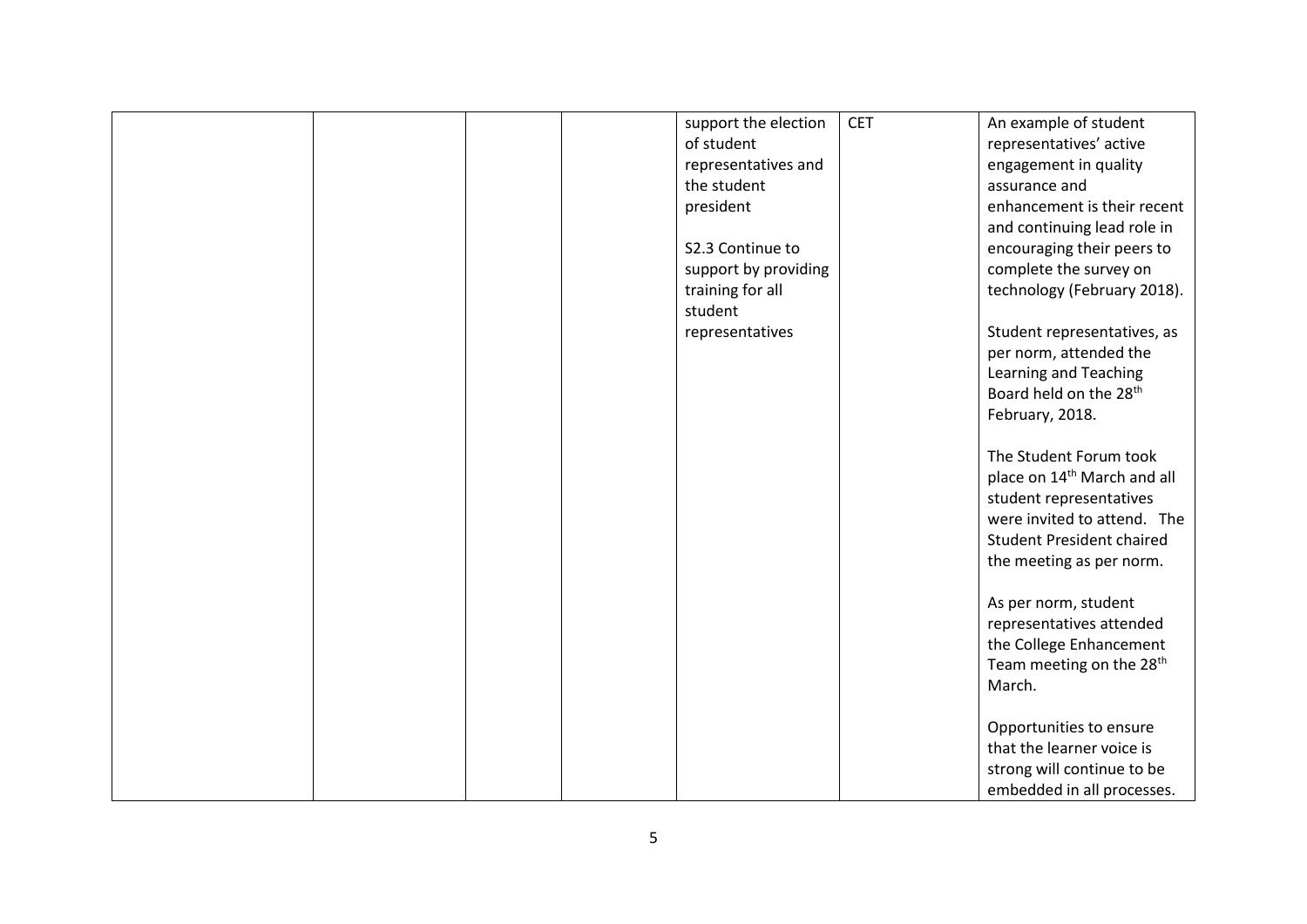|  |  |  |  | support the election of student representatives and the student president<br><br>S2.3 Continue to support by providing training for all student representatives | CET | An example of student representatives' active engagement in quality assurance and enhancement is their recent and continuing lead role in encouraging their peers to complete the survey on technology (February 2018).<br><br>Student representatives, as per norm, attended the Learning and Teaching Board held on the 28th February, 2018.<br><br>The Student Forum took place on 14th March and all student representatives were invited to attend. The Student President chaired the meeting as per norm.<br><br>As per norm, student representatives attended the College Enhancement Team meeting on the 28th March.<br><br>Opportunities to ensure that the learner voice is strong will continue to be embedded in all processes. |
|---|---|---|---|---|---|---|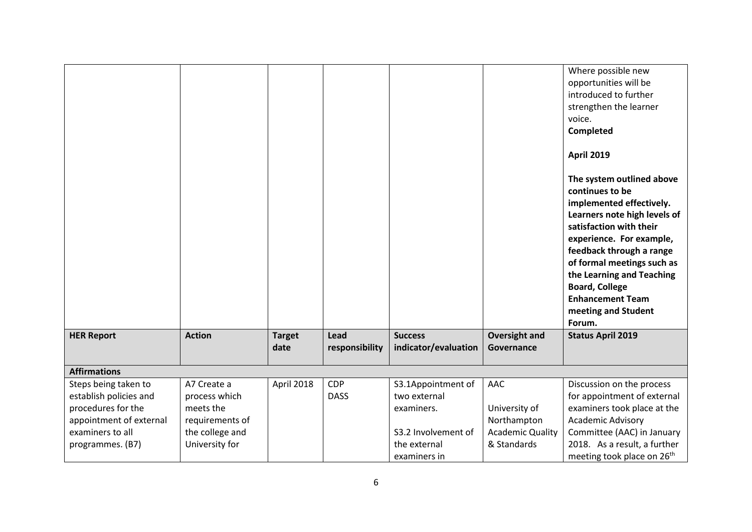| | | | | | | Where possible new opportunities will be introduced to further strengthen the learner voice.<br>**Completed**<br><br>**April 2019**<br><br>**The system outlined above continues to be implemented effectively. Learners note high levels of satisfaction with their experience. For example, feedback through a range of formal meetings such as the Learning and Teaching Board, College Enhancement Team meeting and Student Forum.** |
|---|---|---|---|---|---|---|
| **HER Report** | **Action** | **Target date** | **Lead responsibility** | **Success indicator/evaluation** | **Oversight and Governance** | **Status April 2019** |
| **Affirmations** | | | | | | |
| Steps being taken to establish policies and procedures for the appointment of external examiners to all programmes. (B7) | A7 Create a process which meets the requirements of the college and University for | April 2018 | CDP<br>DASS | S3.1Appointment of two external examiners.<br><br>S3.2 Involvement of the external examiners in | AAC<br><br>University of Northampton Academic Quality & Standards | Discussion on the process for appointment of external examiners took place at the Academic Advisory Committee (AAC) in January 2018. As a result, a further meeting took place on 26th |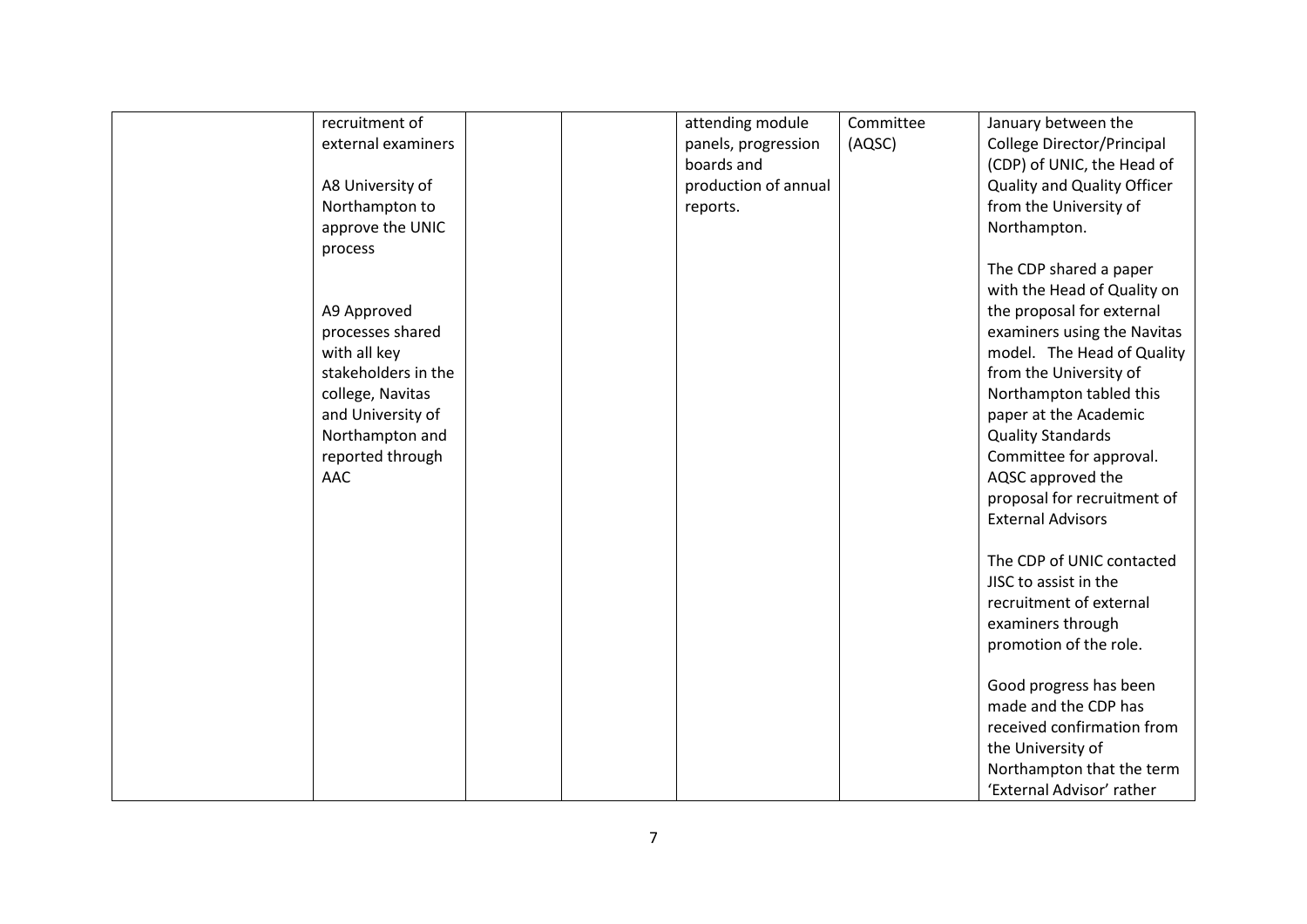| | | | | | | |
|---|---|---|---|---|---|---|
| | recruitment of external examiners<br><br>A8 University of Northampton to approve the UNIC process<br><br>A9 Approved processes shared with all key stakeholders in the college, Navitas and University of Northampton and reported through AAC | | | attending module panels, progression boards and production of annual reports. | Committee (AQSC) | January between the College Director/Principal (CDP) of UNIC, the Head of Quality and Quality Officer from the University of Northampton.<br><br>The CDP shared a paper with the Head of Quality on the proposal for external examiners using the Navitas model. The Head of Quality from the University of Northampton tabled this paper at the Academic Quality Standards Committee for approval. AQSC approved the proposal for recruitment of External Advisors<br><br>The CDP of UNIC contacted JISC to assist in the recruitment of external examiners through promotion of the role.<br><br>Good progress has been made and the CDP has received confirmation from the University of Northampton that the term 'External Advisor' rather |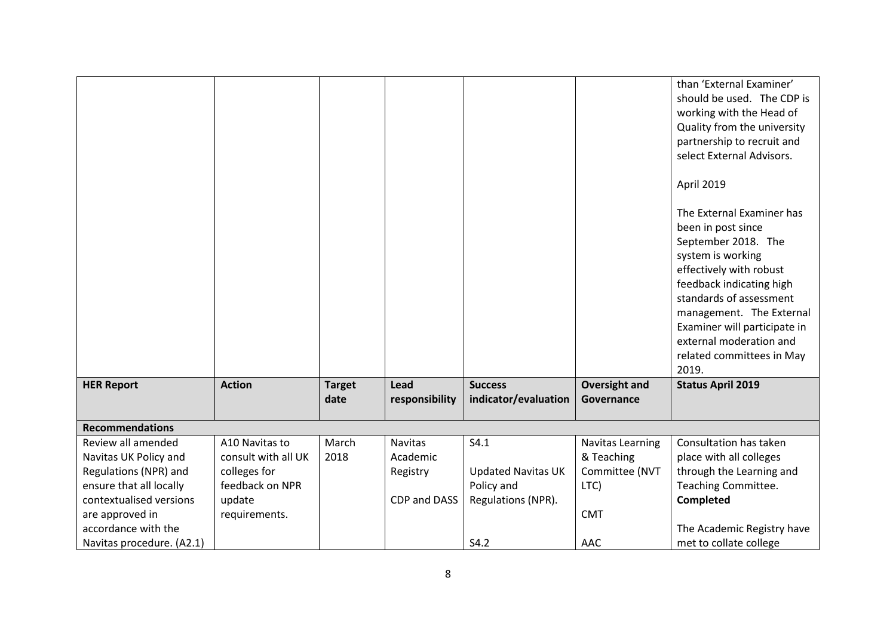| | | | | | | than 'External Examiner' should be used. The CDP is working with the Head of Quality from the university partnership to recruit and select External Advisors.<br><br>April 2019<br><br>The External Examiner has been in post since September 2018. The system is working effectively with robust feedback indicating high standards of assessment management. The External Examiner will participate in external moderation and related committees in May 2019. |
|---|---|---|---|---|---|---|
| **HER Report** | **Action** | **Target date** | **Lead responsibility** | **Success indicator/evaluation** | **Oversight and Governance** | **Status April 2019** |
| **Recommendations** | | | | | | |
| Review all amended Navitas UK Policy and Regulations (NPR) and ensure that all locally contextualised versions are approved in accordance with the Navitas procedure. (A2.1) | A10 Navitas to consult with all UK colleges for feedback on NPR update requirements. | March 2018 | Navitas Academic Registry<br><br>CDP and DASS | S4.1<br><br>Updated Navitas UK Policy and Regulations (NPR).<br><br>S4.2 | Navitas Learning & Teaching Committee (NVT LTC)<br><br>CMT<br><br>AAC | Consultation has taken place with all colleges through the Learning and Teaching Committee.<br>**Completed**<br><br>The Academic Registry have met to collate college |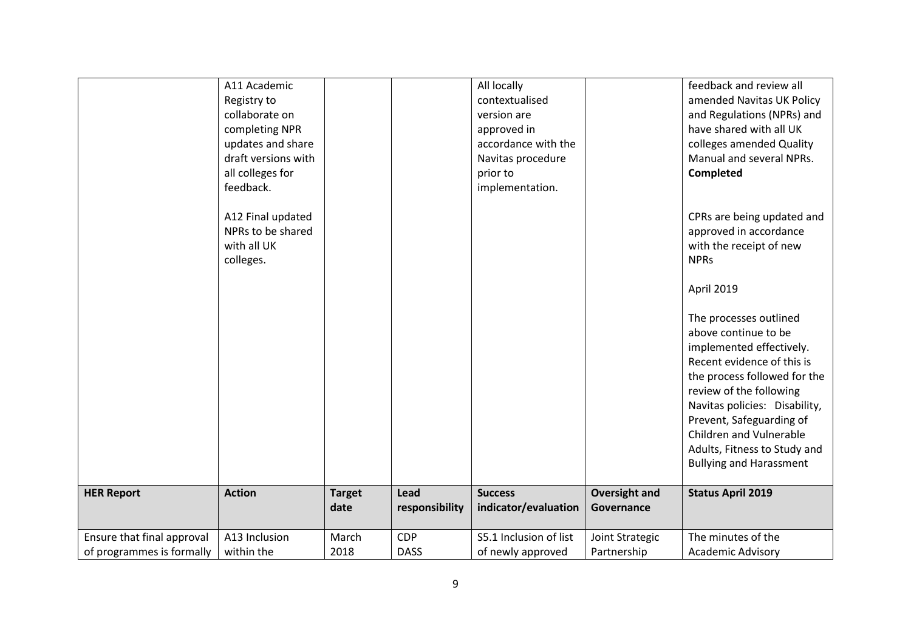|  | A11 Academic Registry to collaborate on completing NPR updates and share draft versions with all colleges for feedback.<br><br>A12 Final updated NPRs to be shared with all UK colleges. |  |  | All locally contextualised version are approved in accordance with the Navitas procedure prior to implementation. |  | feedback and review all amended Navitas UK Policy and Regulations (NPRs) and have shared with all UK colleges amended Quality Manual and several NPRs. **Completed**<br><br>CPRs are being updated and approved in accordance with the receipt of new NPRs<br><br>April 2019<br><br>The processes outlined above continue to be implemented effectively. Recent evidence of this is the process followed for the review of the following Navitas policies: Disability, Prevent, Safeguarding of Children and Vulnerable Adults, Fitness to Study and Bullying and Harassment |
|---|---|---|---|---|---|---|
| **HER Report** | **Action** | **Target date** | **Lead responsibility** | **Success indicator/evaluation** | **Oversight and Governance** | **Status April 2019** |
| Ensure that final approval of programmes is formally | A13 Inclusion within the | March 2018 | CDP<br>DASS | S5.1 Inclusion of list of newly approved | Joint Strategic Partnership | The minutes of the Academic Advisory |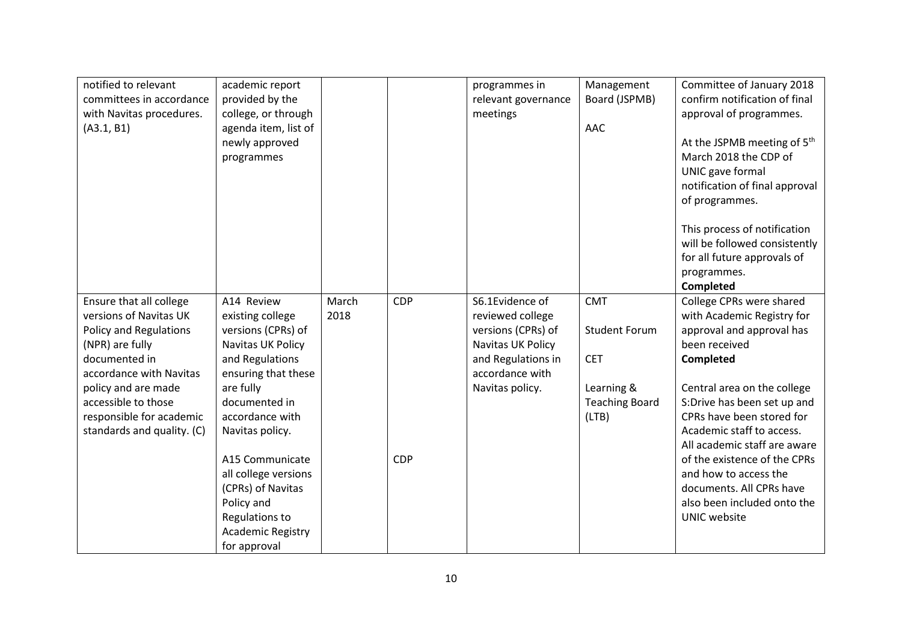| | | | | | | |
|---|---|---|---|---|---|---|
| notified to relevant committees in accordance with Navitas procedures. (A3.1, B1) | academic report provided by the college, or through agenda item, list of newly approved programmes | | | programmes in relevant governance meetings | Management Board (JSPMB)<br><br>AAC | Committee of January 2018 confirm notification of final approval of programmes.<br><br>At the JSPMB meeting of 5th March 2018 the CDP of UNIC gave formal notification of final approval of programmes.<br><br>This process of notification will be followed consistently for all future approvals of programmes.<br>**Completed** |
| Ensure that all college versions of Navitas UK Policy and Regulations (NPR) are fully documented in accordance with Navitas policy and are made accessible to those responsible for academic standards and quality. (C) | A14 Review existing college versions (CPRs) of Navitas UK Policy and Regulations ensuring that these are fully documented in accordance with Navitas policy.<br><br>A15 Communicate all college versions (CPRs) of Navitas Policy and Regulations to Academic Registry for approval | March 2018 | CDP<br><br>CDP | S6.1Evidence of reviewed college versions (CPRs) of Navitas UK Policy and Regulations in accordance with Navitas policy. | CMT<br><br>Student Forum<br><br>CET<br><br>Learning & Teaching Board (LTB) | College CPRs were shared with Academic Registry for approval and approval has been received<br>**Completed**<br><br>Central area on the college S:Drive has been set up and CPRs have been stored for Academic staff to access. All academic staff are aware of the existence of the CPRs and how to access the documents. All CPRs have also been included onto the UNIC website |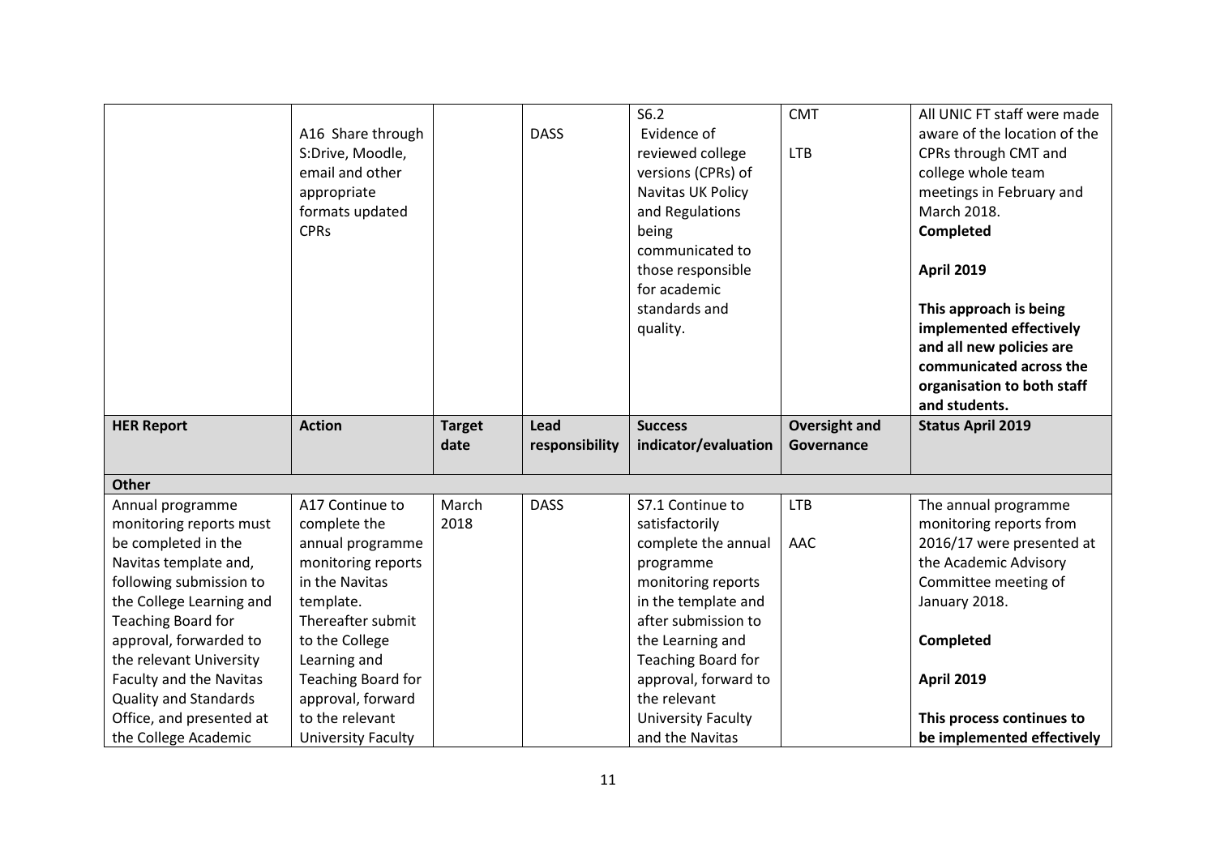| | | | | | | |
|---|---|---|---|---|---|---|
| | A16 Share through S:Drive, Moodle, email and other appropriate formats updated CPRs | | DASS | S6.2 Evidence of reviewed college versions (CPRs) of Navitas UK Policy and Regulations being communicated to those responsible for academic standards and quality. | CMT<br><br>LTB | All UNIC FT staff were made aware of the location of the CPRs through CMT and college whole team meetings in February and March 2018.<br>**Completed**<br><br>**April 2019**<br><br>**This approach is being implemented effectively and all new policies are communicated across the organisation to both staff and students.** |
| **HER Report** | **Action** | **Target date** | **Lead responsibility** | **Success indicator/evaluation** | **Oversight and Governance** | **Status April 2019** |
| **Other** | | | | | | |
| Annual programme monitoring reports must be completed in the Navitas template and, following submission to the College Learning and Teaching Board for approval, forwarded to the relevant University Faculty and the Navitas Quality and Standards Office, and presented at the College Academic | A17 Continue to complete the annual programme monitoring reports in the Navitas template. Thereafter submit to the College Learning and Teaching Board for approval, forward to the relevant University Faculty | March 2018 | DASS | S7.1 Continue to satisfactorily complete the annual programme monitoring reports in the template and after submission to the Learning and Teaching Board for approval, forward to the relevant University Faculty and the Navitas | LTB<br><br>AAC | The annual programme monitoring reports from 2016/17 were presented at the Academic Advisory Committee meeting of January 2018.<br><br>**Completed**<br><br>**April 2019**<br><br>**This process continues to be implemented effectively** |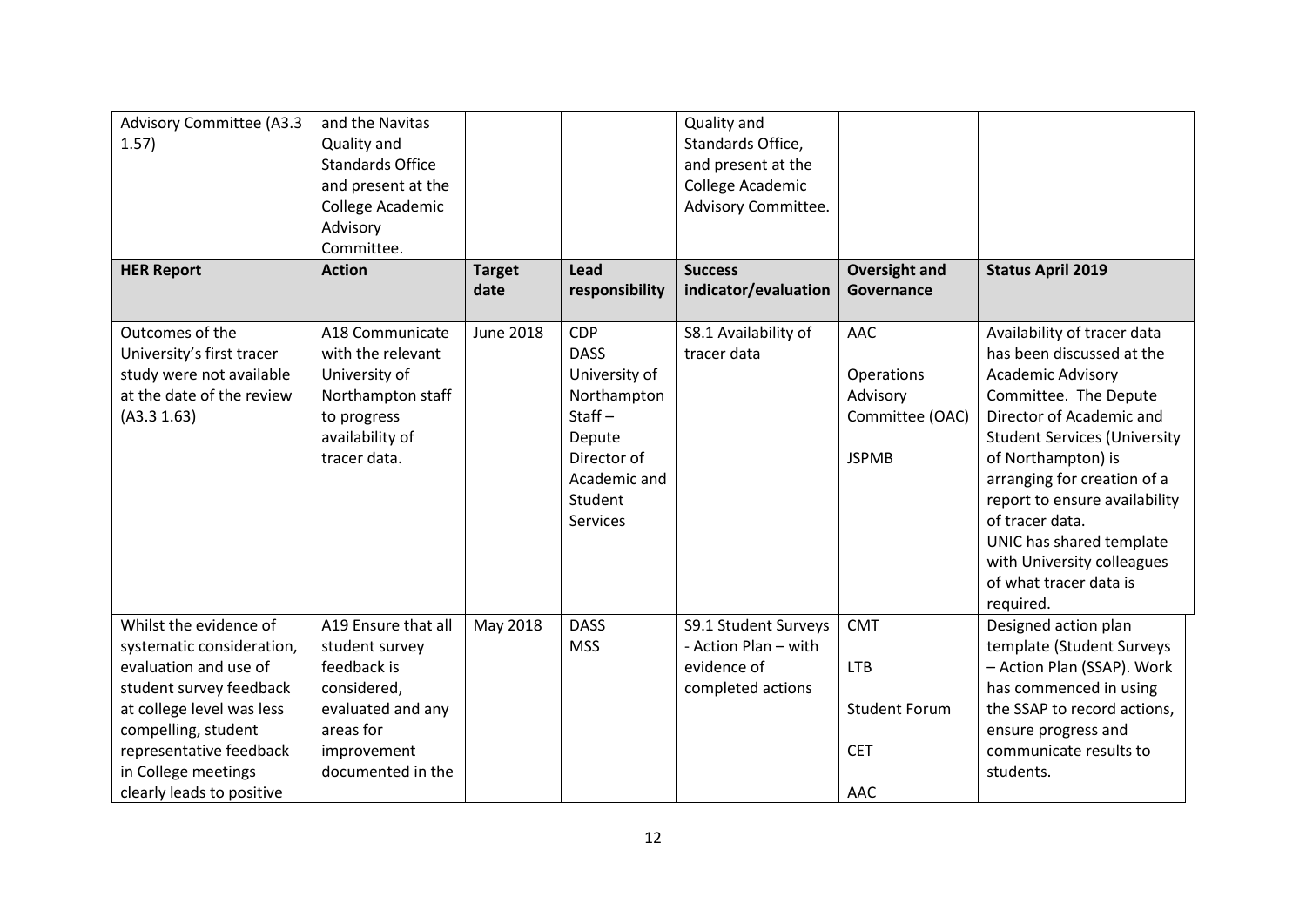| | | | | | | |
|---|---|---|---|---|---|---|
| Advisory Committee (A3.3 1.57) | and the Navitas Quality and Standards Office and present at the College Academic Advisory Committee. | | | Quality and Standards Office, and present at the College Academic Advisory Committee. | | |
| **HER Report** | **Action** | **Target date** | **Lead responsibility** | **Success indicator/evaluation** | **Oversight and Governance** | **Status April 2019** |
| Outcomes of the University's first tracer study were not available at the date of the review (A3.3 1.63) | A18 Communicate with the relevant University of Northampton staff to progress availability of tracer data. | June 2018 | CDP<br>DASS<br>University of Northampton Staff – Depute Director of Academic and Student Services | S8.1 Availability of tracer data | AAC<br><br>Operations Advisory Committee (OAC)<br><br>JSPMB | Availability of tracer data has been discussed at the Academic Advisory Committee. The Depute Director of Academic and Student Services (University of Northampton) is arranging for creation of a report to ensure availability of tracer data.<br>UNIC has shared template with University colleagues of what tracer data is required. |
| Whilst the evidence of systematic consideration, evaluation and use of student survey feedback at college level was less compelling, student representative feedback in College meetings clearly leads to positive | A19 Ensure that all student survey feedback is considered, evaluated and any areas for improvement documented in the | May 2018 | DASS<br>MSS | S9.1 Student Surveys - Action Plan – with evidence of completed actions | CMT<br><br>LTB<br><br>Student Forum<br><br>CET<br><br>AAC | Designed action plan template (Student Surveys – Action Plan (SSAP). Work has commenced in using the SSAP to record actions, ensure progress and communicate results to students. |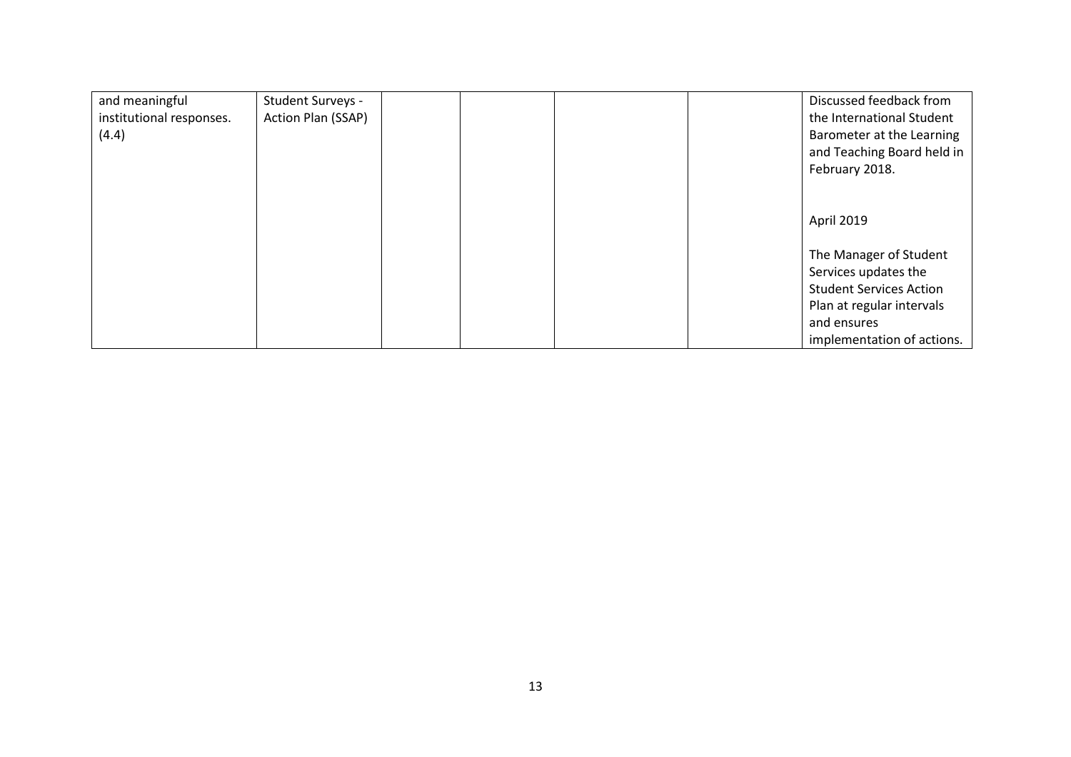| | | | | | | |
|---|---|---|---|---|---|---|
| and meaningful institutional responses. (4.4) | Student Surveys - Action Plan (SSAP) | | | | | Discussed feedback from the International Student Barometer at the Learning and Teaching Board held in February 2018.<br><br>April 2019<br><br>The Manager of Student Services updates the Student Services Action Plan at regular intervals and ensures implementation of actions. |